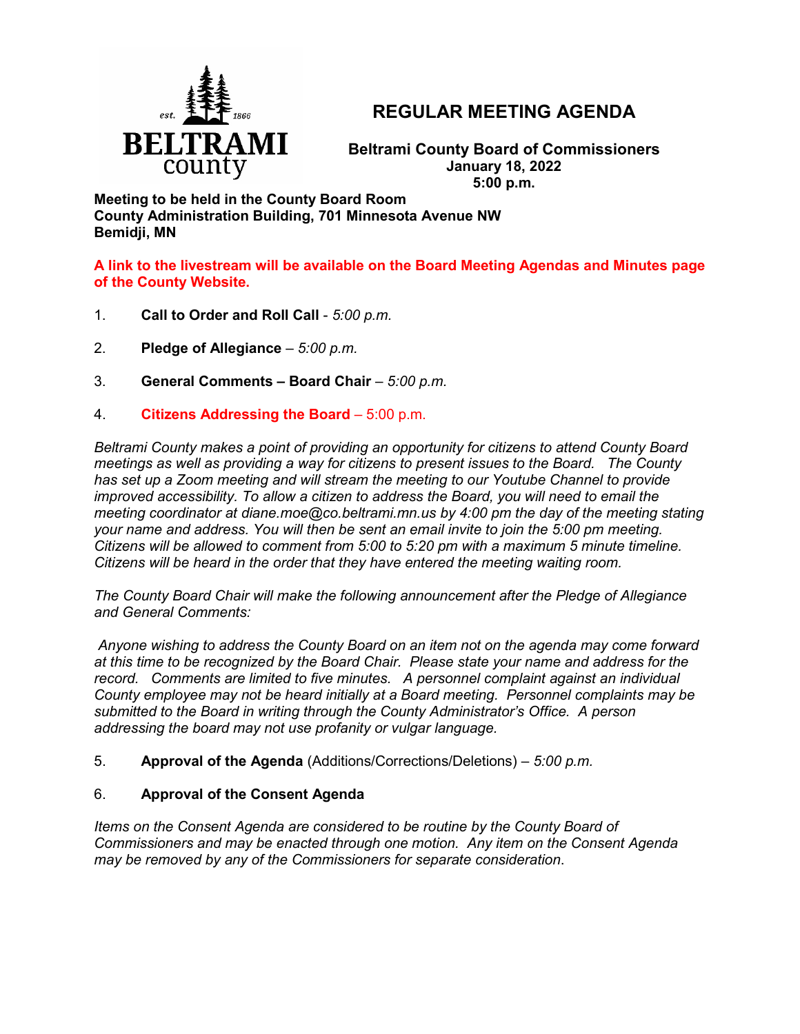# REGULAR MEETING AGENDA

**Beltrami County Board of Commissioners**
**January 18, 2022**
**5:00 p.m.**

**Meeting to be held in the County Board Room**
**County Administration Building, 701 Minnesota Avenue NW**
**Bemidji, MN**

**A link to the livestream will be available on the Board Meeting Agendas and Minutes page of the County Website.**

1. **Call to Order and Roll Call** - *5:00 p.m.*

2. **Pledge of Allegiance** – *5:00 p.m.*

3. **General Comments – Board Chair** – *5:00 p.m.*

4. **Citizens Addressing the Board** – 5:00 p.m.

*Beltrami County makes a point of providing an opportunity for citizens to attend County Board meetings as well as providing a way for citizens to present issues to the Board. The County has set up a Zoom meeting and will stream the meeting to our Youtube Channel to provide improved accessibility. To allow a citizen to address the Board, you will need to email the meeting coordinator at diane.moe@co.beltrami.mn.us by 4:00 pm the day of the meeting stating your name and address. You will then be sent an email invite to join the 5:00 pm meeting. Citizens will be allowed to comment from 5:00 to 5:20 pm with a maximum 5 minute timeline. Citizens will be heard in the order that they have entered the meeting waiting room.*

*The County Board Chair will make the following announcement after the Pledge of Allegiance and General Comments:*

*Anyone wishing to address the County Board on an item not on the agenda may come forward at this time to be recognized by the Board Chair. Please state your name and address for the record. Comments are limited to five minutes. A personnel complaint against an individual County employee may not be heard initially at a Board meeting. Personnel complaints may be submitted to the Board in writing through the County Administrator's Office. A person addressing the board may not use profanity or vulgar language.*

5. **Approval of the Agenda** (Additions/Corrections/Deletions) – *5:00 p.m.*

6. **Approval of the Consent Agenda**

*Items on the Consent Agenda are considered to be routine by the County Board of Commissioners and may be enacted through one motion. Any item on the Consent Agenda may be removed by any of the Commissioners for separate consideration.*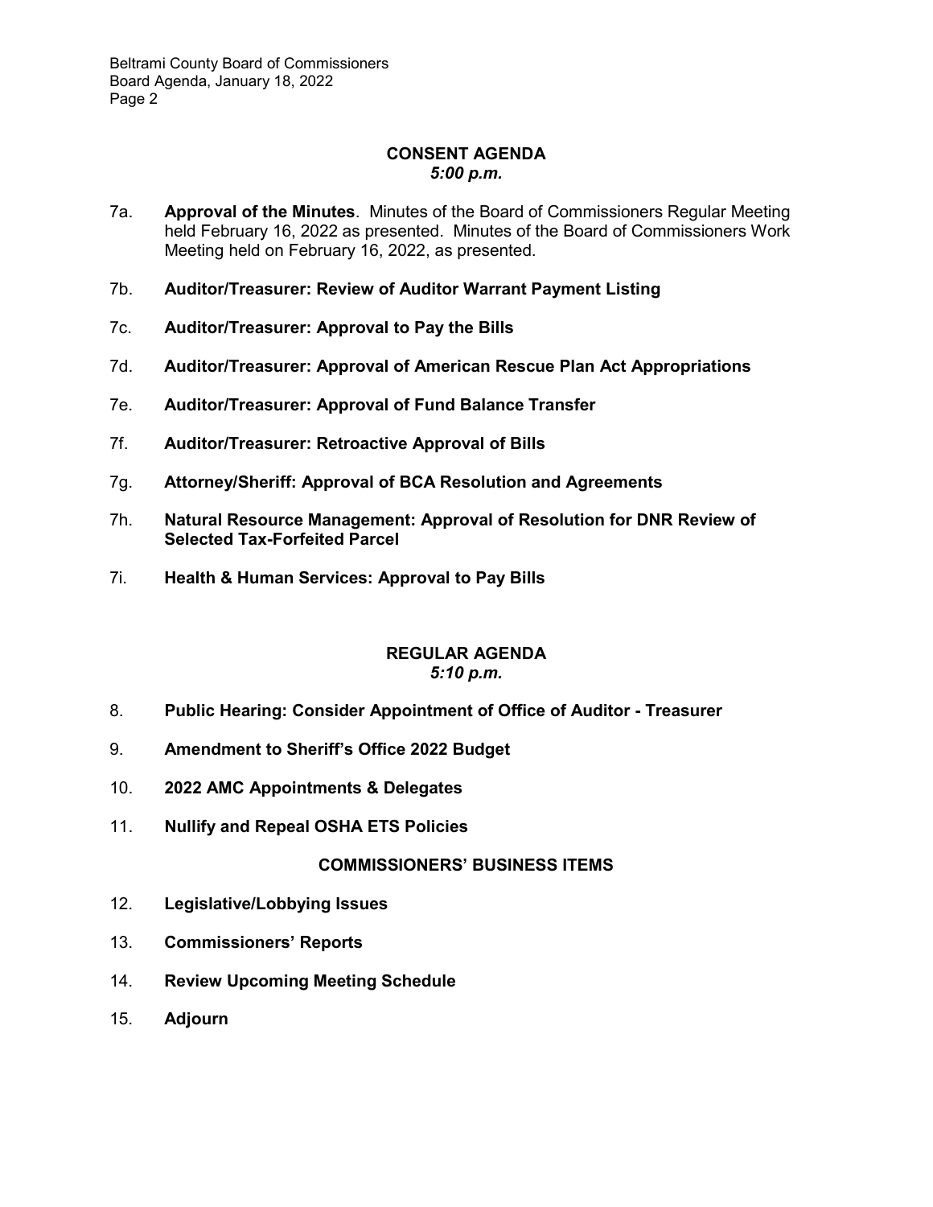## CONSENT AGENDA

*5:00 p.m.*

7a. **Approval of the Minutes**. Minutes of the Board of Commissioners Regular Meeting held February 16, 2022 as presented. Minutes of the Board of Commissioners Work Meeting held on February 16, 2022, as presented.

7b. **Auditor/Treasurer: Review of Auditor Warrant Payment Listing**

7c. **Auditor/Treasurer: Approval to Pay the Bills**

7d. **Auditor/Treasurer: Approval of American Rescue Plan Act Appropriations**

7e. **Auditor/Treasurer: Approval of Fund Balance Transfer**

7f. **Auditor/Treasurer: Retroactive Approval of Bills**

7g. **Attorney/Sheriff: Approval of BCA Resolution and Agreements**

7h. **Natural Resource Management: Approval of Resolution for DNR Review of Selected Tax-Forfeited Parcel**

7i. **Health & Human Services: Approval to Pay Bills**

## REGULAR AGENDA

*5:10 p.m.*

8. **Public Hearing: Consider Appointment of Office of Auditor - Treasurer**

9. **Amendment to Sheriff's Office 2022 Budget**

10. **2022 AMC Appointments & Delegates**

11. **Nullify and Repeal OSHA ETS Policies**

## COMMISSIONERS' BUSINESS ITEMS

12. **Legislative/Lobbying Issues**

13. **Commissioners' Reports**

14. **Review Upcoming Meeting Schedule**

15. **Adjourn**